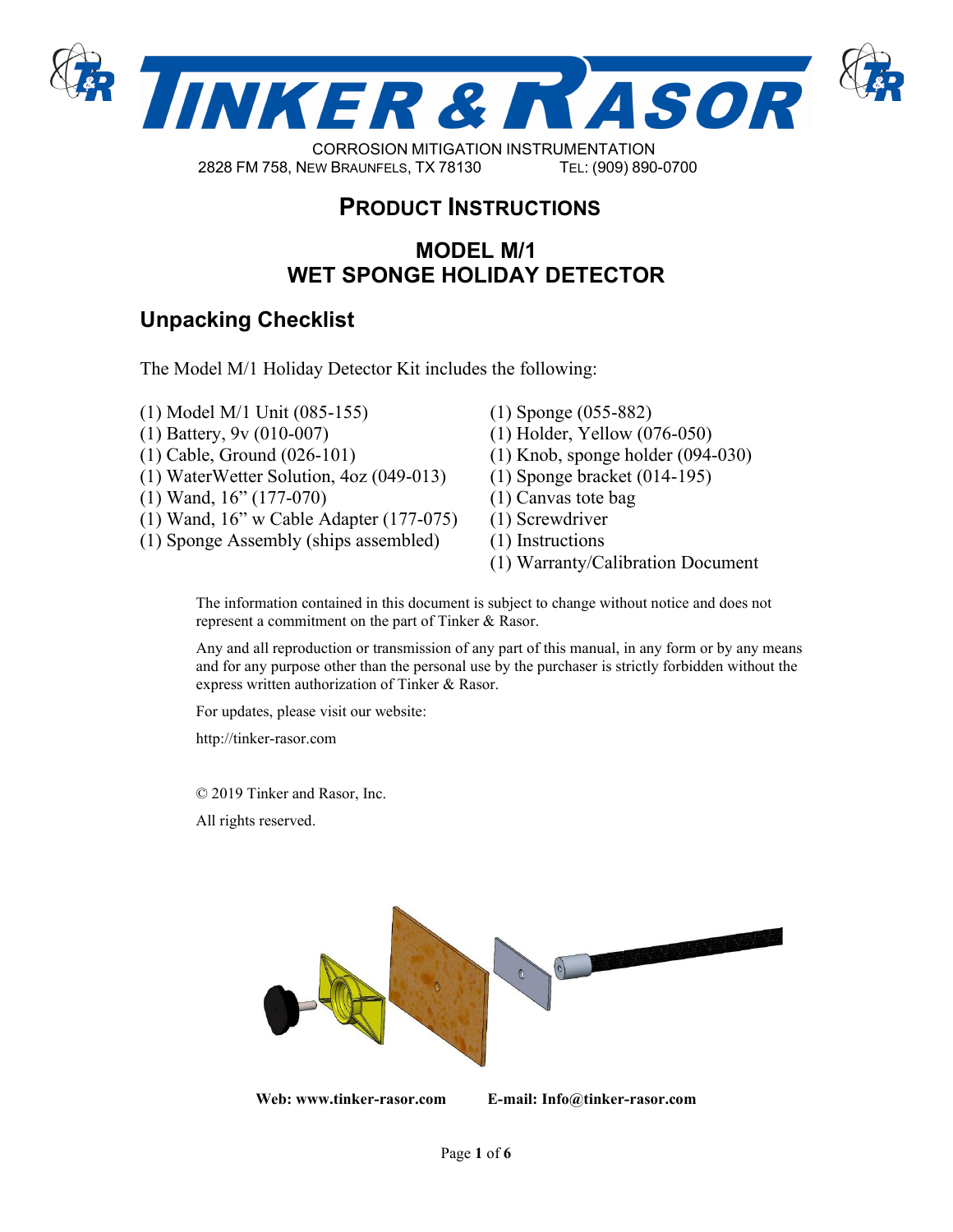# TINKER & RASOR

CORROSION MITIGATION INSTRUMENTATION

2828 FM 758, NEW BRAUNFELS, TX 78130 TEL: (909) 890-0700

## PRODUCT INSTRUCTIONS

## MODEL M/1
## WET SPONGE HOLIDAY DETECTOR

## Unpacking Checklist

The Model M/1 Holiday Detector Kit includes the following:

(1) Model M/1 Unit (085-155)
(1) Battery, 9v (010-007)
(1) Cable, Ground (026-101)
(1) WaterWetter Solution, 4oz (049-013)
(1) Wand, 16" (177-070)
(1) Wand, 16" w Cable Adapter (177-075)
(1) Sponge Assembly (ships assembled)
(1) Sponge (055-882)
(1) Holder, Yellow (076-050)
(1) Knob, sponge holder (094-030)
(1) Sponge bracket (014-195)
(1) Canvas tote bag
(1) Screwdriver
(1) Instructions
(1) Warranty/Calibration Document

The information contained in this document is subject to change without notice and does not represent a commitment on the part of Tinker & Rasor.

Any and all reproduction or transmission of any part of this manual, in any form or by any means and for any purpose other than the personal use by the purchaser is strictly forbidden without the express written authorization of Tinker & Rasor.

For updates, please visit our website:

http://tinker-rasor.com

© 2019 Tinker and Rasor, Inc.

All rights reserved.

**Web: www.tinker-rasor.com** **E-mail: Info@tinker-rasor.com**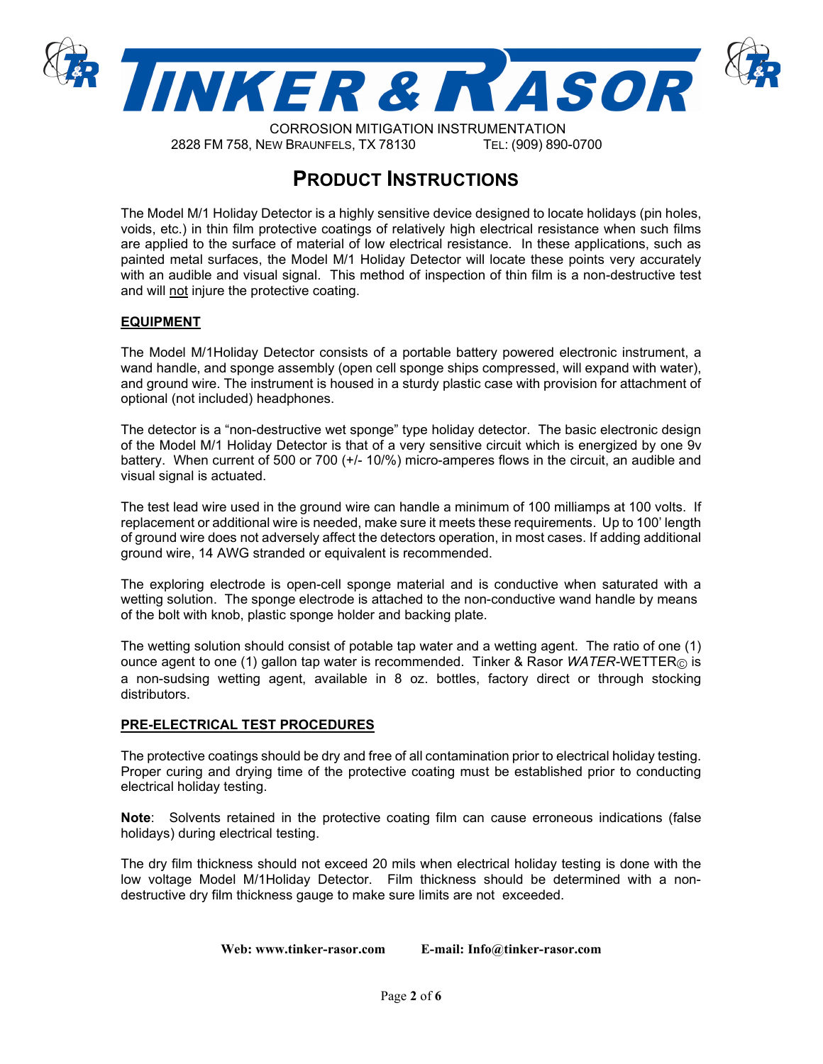# TINKER & RASOR

CORROSION MITIGATION INSTRUMENTATION
2828 FM 758, NEW BRAUNFELS, TX 78130 TEL: (909) 890-0700

## PRODUCT INSTRUCTIONS

The Model M/1 Holiday Detector is a highly sensitive device designed to locate holidays (pin holes, voids, etc.) in thin film protective coatings of relatively high electrical resistance when such films are applied to the surface of material of low electrical resistance. In these applications, such as painted metal surfaces, the Model M/1 Holiday Detector will locate these points very accurately with an audible and visual signal. This method of inspection of thin film is a non-destructive test and will not injure the protective coating.

### EQUIPMENT

The Model M/1Holiday Detector consists of a portable battery powered electronic instrument, a wand handle, and sponge assembly (open cell sponge ships compressed, will expand with water), and ground wire. The instrument is housed in a sturdy plastic case with provision for attachment of optional (not included) headphones.

The detector is a "non-destructive wet sponge" type holiday detector. The basic electronic design of the Model M/1 Holiday Detector is that of a very sensitive circuit which is energized by one 9v battery. When current of 500 or 700 (+/- 10/%) micro-amperes flows in the circuit, an audible and visual signal is actuated.

The test lead wire used in the ground wire can handle a minimum of 100 milliamps at 100 volts. If replacement or additional wire is needed, make sure it meets these requirements. Up to 100' length of ground wire does not adversely affect the detectors operation, in most cases. If adding additional ground wire, 14 AWG stranded or equivalent is recommended.

The exploring electrode is open-cell sponge material and is conductive when saturated with a wetting solution. The sponge electrode is attached to the non-conductive wand handle by means of the bolt with knob, plastic sponge holder and backing plate.

The wetting solution should consist of potable tap water and a wetting agent. The ratio of one (1) ounce agent to one (1) gallon tap water is recommended. Tinker & Rasor *WATER*-WETTER© is a non-sudsing wetting agent, available in 8 oz. bottles, factory direct or through stocking distributors.

### PRE-ELECTRICAL TEST PROCEDURES

The protective coatings should be dry and free of all contamination prior to electrical holiday testing. Proper curing and drying time of the protective coating must be established prior to conducting electrical holiday testing.

**Note**: Solvents retained in the protective coating film can cause erroneous indications (false holidays) during electrical testing.

The dry film thickness should not exceed 20 mils when electrical holiday testing is done with the low voltage Model M/1Holiday Detector. Film thickness should be determined with a non-destructive dry film thickness gauge to make sure limits are not exceeded.

**Web: www.tinker-rasor.com** **E-mail: Info@tinker-rasor.com**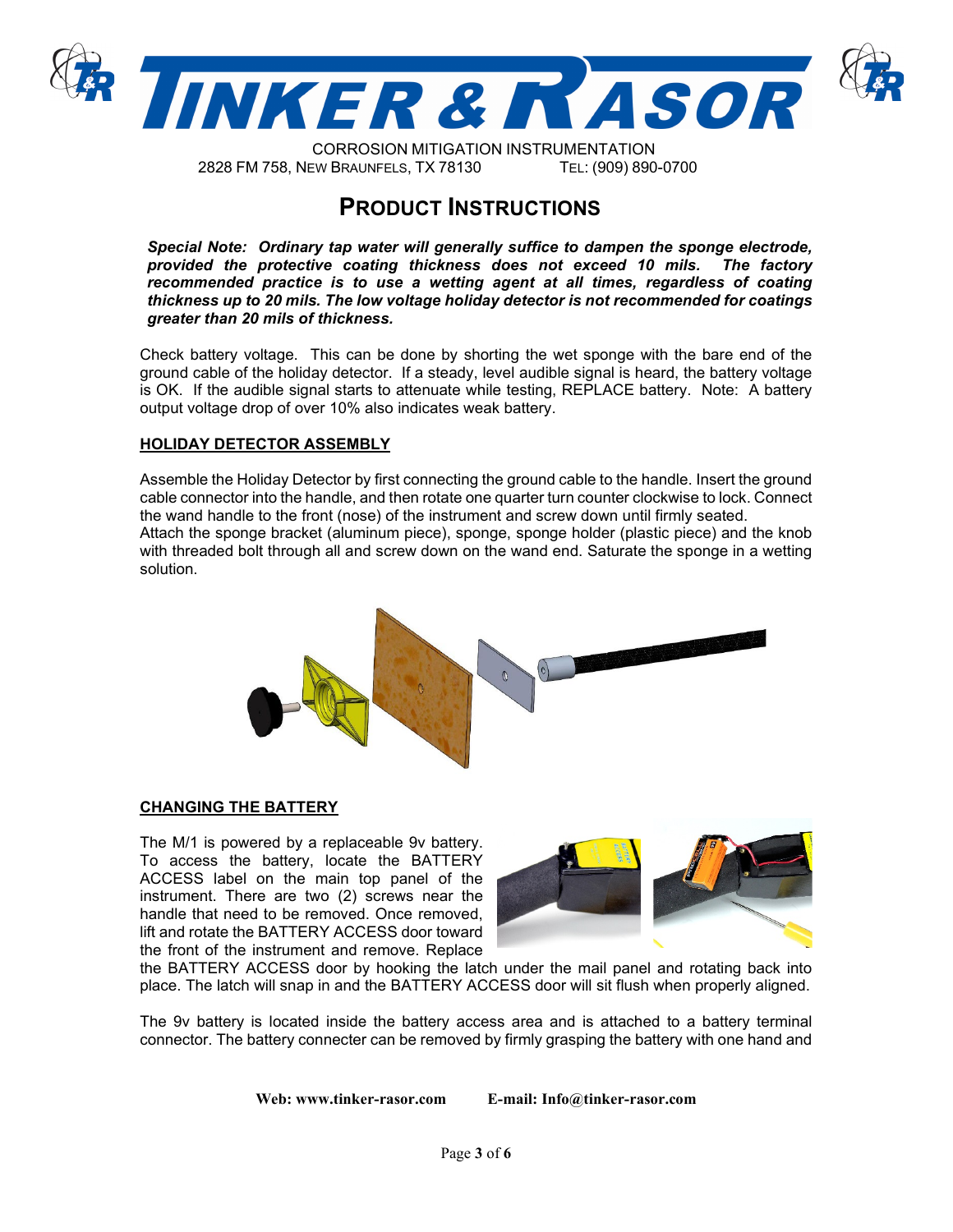# PRODUCT INSTRUCTIONS

***Special Note: Ordinary tap water will generally suffice to dampen the sponge electrode, provided the protective coating thickness does not exceed 10 mils. The factory recommended practice is to use a wetting agent at all times, regardless of coating thickness up to 20 mils. The low voltage holiday detector is not recommended for coatings greater than 20 mils of thickness.***

Check battery voltage. This can be done by shorting the wet sponge with the bare end of the ground cable of the holiday detector. If a steady, level audible signal is heard, the battery voltage is OK. If the audible signal starts to attenuate while testing, REPLACE battery. Note: A battery output voltage drop of over 10% also indicates weak battery.

## HOLIDAY DETECTOR ASSEMBLY

Assemble the Holiday Detector by first connecting the ground cable to the handle. Insert the ground cable connector into the handle, and then rotate one quarter turn counter clockwise to lock. Connect the wand handle to the front (nose) of the instrument and screw down until firmly seated.
Attach the sponge bracket (aluminum piece), sponge, sponge holder (plastic piece) and the knob with threaded bolt through all and screw down on the wand end. Saturate the sponge in a wetting solution.

## CHANGING THE BATTERY

The M/1 is powered by a replaceable 9v battery. To access the battery, locate the BATTERY ACCESS label on the main top panel of the instrument. There are two (2) screws near the handle that need to be removed. Once removed, lift and rotate the BATTERY ACCESS door toward the front of the instrument and remove. Replace the BATTERY ACCESS door by hooking the latch under the mail panel and rotating back into place. The latch will snap in and the BATTERY ACCESS door will sit flush when properly aligned.

The 9v battery is located inside the battery access area and is attached to a battery terminal connector. The battery connecter can be removed by firmly grasping the battery with one hand and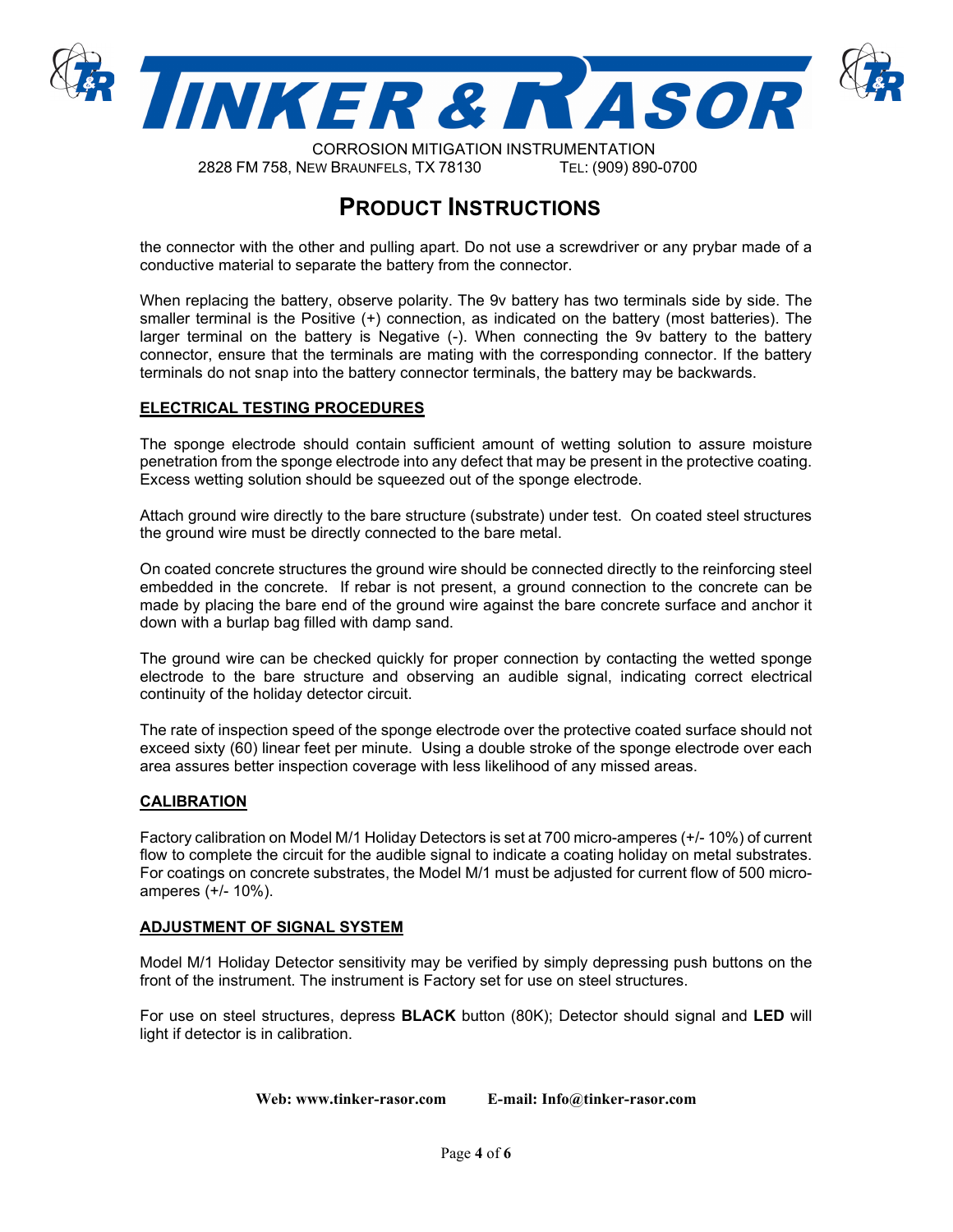# PRODUCT INSTRUCTIONS

the connector with the other and pulling apart. Do not use a screwdriver or any prybar made of a conductive material to separate the battery from the connector.

When replacing the battery, observe polarity. The 9v battery has two terminals side by side. The smaller terminal is the Positive (+) connection, as indicated on the battery (most batteries). The larger terminal on the battery is Negative (-). When connecting the 9v battery to the battery connector, ensure that the terminals are mating with the corresponding connector. If the battery terminals do not snap into the battery connector terminals, the battery may be backwards.

## ELECTRICAL TESTING PROCEDURES

The sponge electrode should contain sufficient amount of wetting solution to assure moisture penetration from the sponge electrode into any defect that may be present in the protective coating. Excess wetting solution should be squeezed out of the sponge electrode.

Attach ground wire directly to the bare structure (substrate) under test. On coated steel structures the ground wire must be directly connected to the bare metal.

On coated concrete structures the ground wire should be connected directly to the reinforcing steel embedded in the concrete. If rebar is not present, a ground connection to the concrete can be made by placing the bare end of the ground wire against the bare concrete surface and anchor it down with a burlap bag filled with damp sand.

The ground wire can be checked quickly for proper connection by contacting the wetted sponge electrode to the bare structure and observing an audible signal, indicating correct electrical continuity of the holiday detector circuit.

The rate of inspection speed of the sponge electrode over the protective coated surface should not exceed sixty (60) linear feet per minute. Using a double stroke of the sponge electrode over each area assures better inspection coverage with less likelihood of any missed areas.

## CALIBRATION

Factory calibration on Model M/1 Holiday Detectors is set at 700 micro-amperes (+/- 10%) of current flow to complete the circuit for the audible signal to indicate a coating holiday on metal substrates. For coatings on concrete substrates, the Model M/1 must be adjusted for current flow of 500 micro-amperes (+/- 10%).

## ADJUSTMENT OF SIGNAL SYSTEM

Model M/1 Holiday Detector sensitivity may be verified by simply depressing push buttons on the front of the instrument. The instrument is Factory set for use on steel structures.

For use on steel structures, depress **BLACK** button (80K); Detector should signal and **LED** will light if detector is in calibration.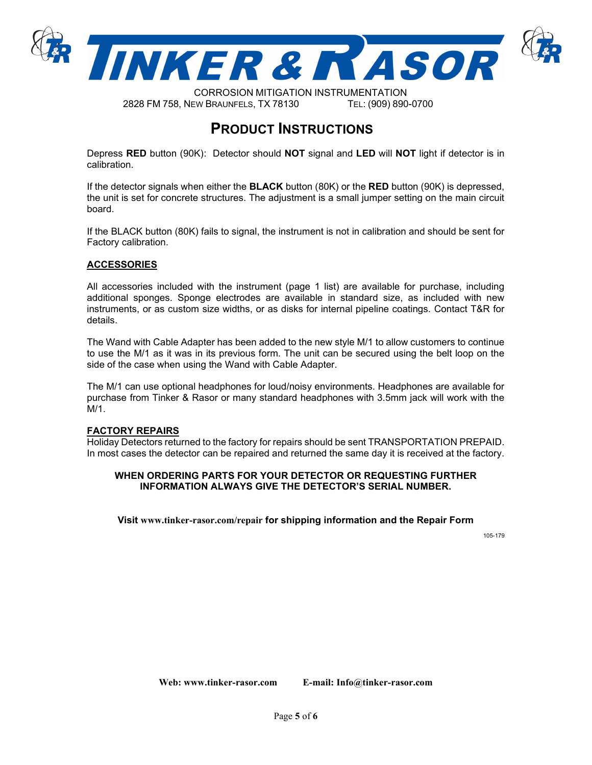# TINKER & RASOR

CORROSION MITIGATION INSTRUMENTATION

2828 FM 758, NEW BRAUNFELS, TX 78130 TEL: (909) 890-0700

## PRODUCT INSTRUCTIONS

Depress **RED** button (90K): Detector should **NOT** signal and **LED** will **NOT** light if detector is in calibration.

If the detector signals when either the **BLACK** button (80K) or the **RED** button (90K) is depressed, the unit is set for concrete structures. The adjustment is a small jumper setting on the main circuit board.

If the BLACK button (80K) fails to signal, the instrument is not in calibration and should be sent for Factory calibration.

### ACCESSORIES

All accessories included with the instrument (page 1 list) are available for purchase, including additional sponges. Sponge electrodes are available in standard size, as included with new instruments, or as custom size widths, or as disks for internal pipeline coatings. Contact T&R for details.

The Wand with Cable Adapter has been added to the new style M/1 to allow customers to continue to use the M/1 as it was in its previous form. The unit can be secured using the belt loop on the side of the case when using the Wand with Cable Adapter.

The M/1 can use optional headphones for loud/noisy environments. Headphones are available for purchase from Tinker & Rasor or many standard headphones with 3.5mm jack will work with the M/1.

### FACTORY REPAIRS

Holiday Detectors returned to the factory for repairs should be sent TRANSPORTATION PREPAID. In most cases the detector can be repaired and returned the same day it is received at the factory.

**WHEN ORDERING PARTS FOR YOUR DETECTOR OR REQUESTING FURTHER INFORMATION ALWAYS GIVE THE DETECTOR'S SERIAL NUMBER.**

**Visit www.tinker-rasor.com/repair for shipping information and the Repair Form**

105-179

**Web: www.tinker-rasor.com** **E-mail: Info@tinker-rasor.com**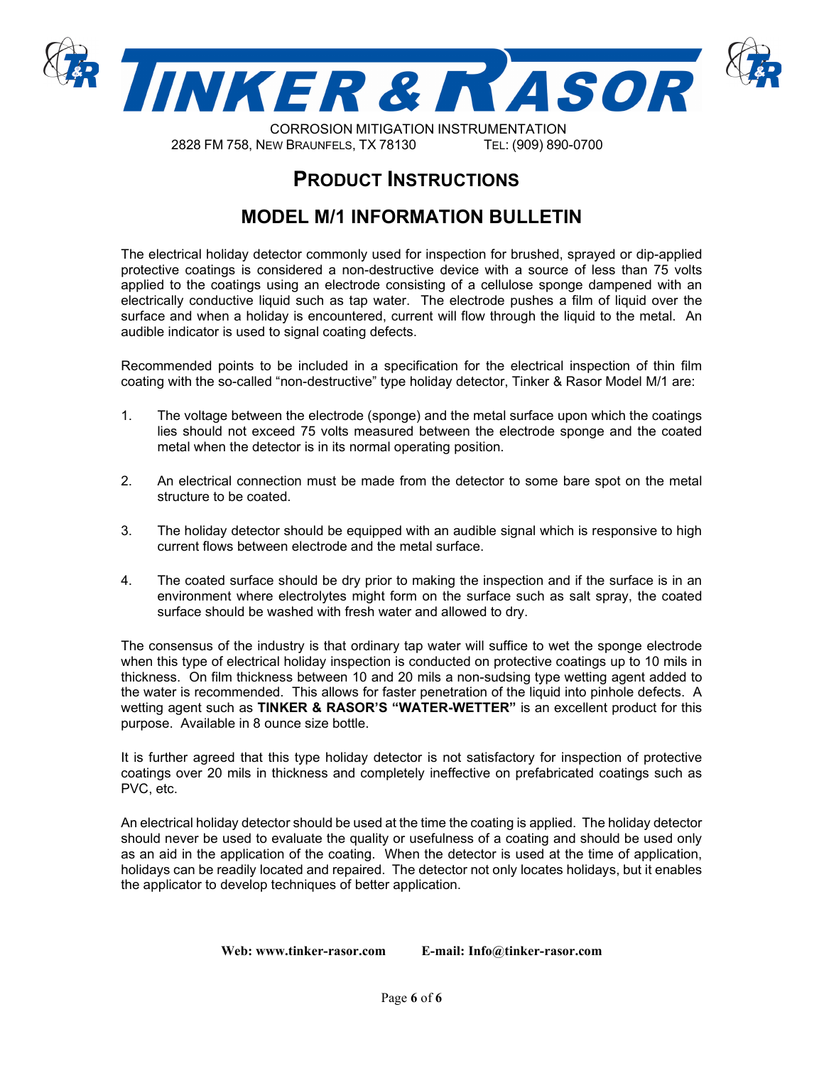# TINKER & RASOR

CORROSION MITIGATION INSTRUMENTATION
2828 FM 758, NEW BRAUNFELS, TX 78130 TEL: (909) 890-0700

## PRODUCT INSTRUCTIONS

## MODEL M/1 INFORMATION BULLETIN

The electrical holiday detector commonly used for inspection for brushed, sprayed or dip-applied protective coatings is considered a non-destructive device with a source of less than 75 volts applied to the coatings using an electrode consisting of a cellulose sponge dampened with an electrically conductive liquid such as tap water. The electrode pushes a film of liquid over the surface and when a holiday is encountered, current will flow through the liquid to the metal. An audible indicator is used to signal coating defects.

Recommended points to be included in a specification for the electrical inspection of thin film coating with the so-called "non-destructive" type holiday detector, Tinker & Rasor Model M/1 are:

1. The voltage between the electrode (sponge) and the metal surface upon which the coatings lies should not exceed 75 volts measured between the electrode sponge and the coated metal when the detector is in its normal operating position.

2. An electrical connection must be made from the detector to some bare spot on the metal structure to be coated.

3. The holiday detector should be equipped with an audible signal which is responsive to high current flows between electrode and the metal surface.

4. The coated surface should be dry prior to making the inspection and if the surface is in an environment where electrolytes might form on the surface such as salt spray, the coated surface should be washed with fresh water and allowed to dry.

The consensus of the industry is that ordinary tap water will suffice to wet the sponge electrode when this type of electrical holiday inspection is conducted on protective coatings up to 10 mils in thickness. On film thickness between 10 and 20 mils a non-sudsing type wetting agent added to the water is recommended. This allows for faster penetration of the liquid into pinhole defects. A wetting agent such as **TINKER & RASOR'S "WATER-WETTER"** is an excellent product for this purpose. Available in 8 ounce size bottle.

It is further agreed that this type holiday detector is not satisfactory for inspection of protective coatings over 20 mils in thickness and completely ineffective on prefabricated coatings such as PVC, etc.

An electrical holiday detector should be used at the time the coating is applied. The holiday detector should never be used to evaluate the quality or usefulness of a coating and should be used only as an aid in the application of the coating. When the detector is used at the time of application, holidays can be readily located and repaired. The detector not only locates holidays, but it enables the applicator to develop techniques of better application.

**Web: www.tinker-rasor.com** **E-mail: Info@tinker-rasor.com**